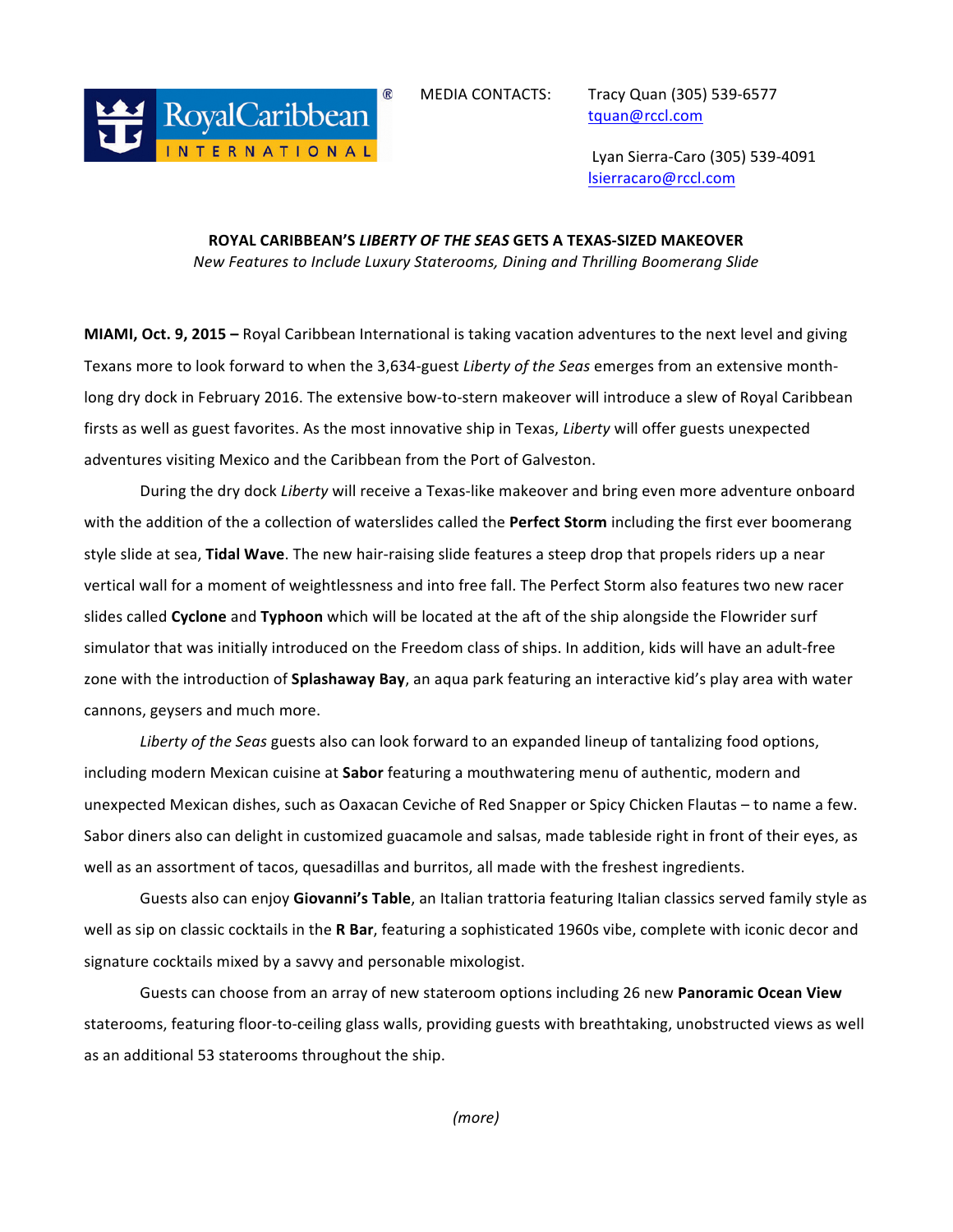Royal Caribbean International®

MEDIA CONTACTS: Tracy Quan (305) 539-6577
tquan@rccl.com

Lyan Sierra-Caro (305) 539-4091
lsierracaro@rccl.com

**ROYAL CARIBBEAN'S *LIBERTY OF THE SEAS* GETS A TEXAS-SIZED MAKEOVER**

*New Features to Include Luxury Staterooms, Dining and Thrilling Boomerang Slide*

**MIAMI, Oct. 9, 2015 –** Royal Caribbean International is taking vacation adventures to the next level and giving Texans more to look forward to when the 3,634-guest *Liberty of the Seas* emerges from an extensive month-long dry dock in February 2016. The extensive bow-to-stern makeover will introduce a slew of Royal Caribbean firsts as well as guest favorites. As the most innovative ship in Texas, *Liberty* will offer guests unexpected adventures visiting Mexico and the Caribbean from the Port of Galveston.

During the dry dock *Liberty* will receive a Texas-like makeover and bring even more adventure onboard with the addition of the a collection of waterslides called the **Perfect Storm** including the first ever boomerang style slide at sea, **Tidal Wave**. The new hair-raising slide features a steep drop that propels riders up a near vertical wall for a moment of weightlessness and into free fall. The Perfect Storm also features two new racer slides called **Cyclone** and **Typhoon** which will be located at the aft of the ship alongside the Flowrider surf simulator that was initially introduced on the Freedom class of ships. In addition, kids will have an adult-free zone with the introduction of **Splashaway Bay**, an aqua park featuring an interactive kid's play area with water cannons, geysers and much more.

*Liberty of the Seas* guests also can look forward to an expanded lineup of tantalizing food options, including modern Mexican cuisine at **Sabor** featuring a mouthwatering menu of authentic, modern and unexpected Mexican dishes, such as Oaxacan Ceviche of Red Snapper or Spicy Chicken Flautas – to name a few. Sabor diners also can delight in customized guacamole and salsas, made tableside right in front of their eyes, as well as an assortment of tacos, quesadillas and burritos, all made with the freshest ingredients.

Guests also can enjoy **Giovanni's Table**, an Italian trattoria featuring Italian classics served family style as well as sip on classic cocktails in the **R Bar**, featuring a sophisticated 1960s vibe, complete with iconic decor and signature cocktails mixed by a savvy and personable mixologist.

Guests can choose from an array of new stateroom options including 26 new **Panoramic Ocean View** staterooms, featuring floor-to-ceiling glass walls, providing guests with breathtaking, unobstructed views as well as an additional 53 staterooms throughout the ship.

*(more)*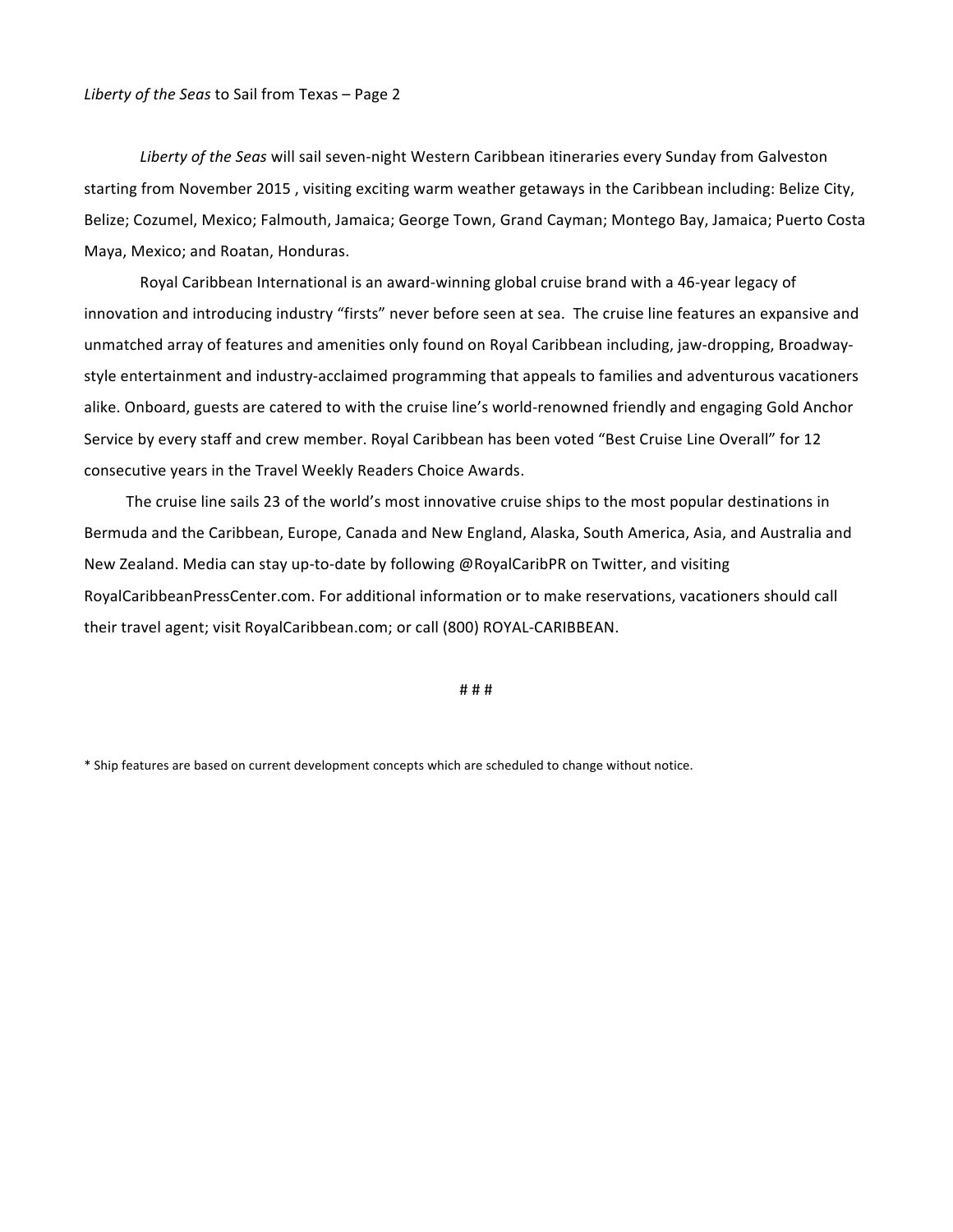*Liberty of the Seas* will sail seven-night Western Caribbean itineraries every Sunday from Galveston starting from November 2015 , visiting exciting warm weather getaways in the Caribbean including: Belize City, Belize; Cozumel, Mexico; Falmouth, Jamaica; George Town, Grand Cayman; Montego Bay, Jamaica; Puerto Costa Maya, Mexico; and Roatan, Honduras.

Royal Caribbean International is an award-winning global cruise brand with a 46-year legacy of innovation and introducing industry "firsts" never before seen at sea. The cruise line features an expansive and unmatched array of features and amenities only found on Royal Caribbean including, jaw-dropping, Broadway-style entertainment and industry-acclaimed programming that appeals to families and adventurous vacationers alike. Onboard, guests are catered to with the cruise line's world-renowned friendly and engaging Gold Anchor Service by every staff and crew member. Royal Caribbean has been voted "Best Cruise Line Overall" for 12 consecutive years in the Travel Weekly Readers Choice Awards.

The cruise line sails 23 of the world's most innovative cruise ships to the most popular destinations in Bermuda and the Caribbean, Europe, Canada and New England, Alaska, South America, Asia, and Australia and New Zealand. Media can stay up-to-date by following @RoyalCaribPR on Twitter, and visiting RoyalCaribbeanPressCenter.com. For additional information or to make reservations, vacationers should call their travel agent; visit RoyalCaribbean.com; or call (800) ROYAL-CARIBBEAN.

# # #

* Ship features are based on current development concepts which are scheduled to change without notice.